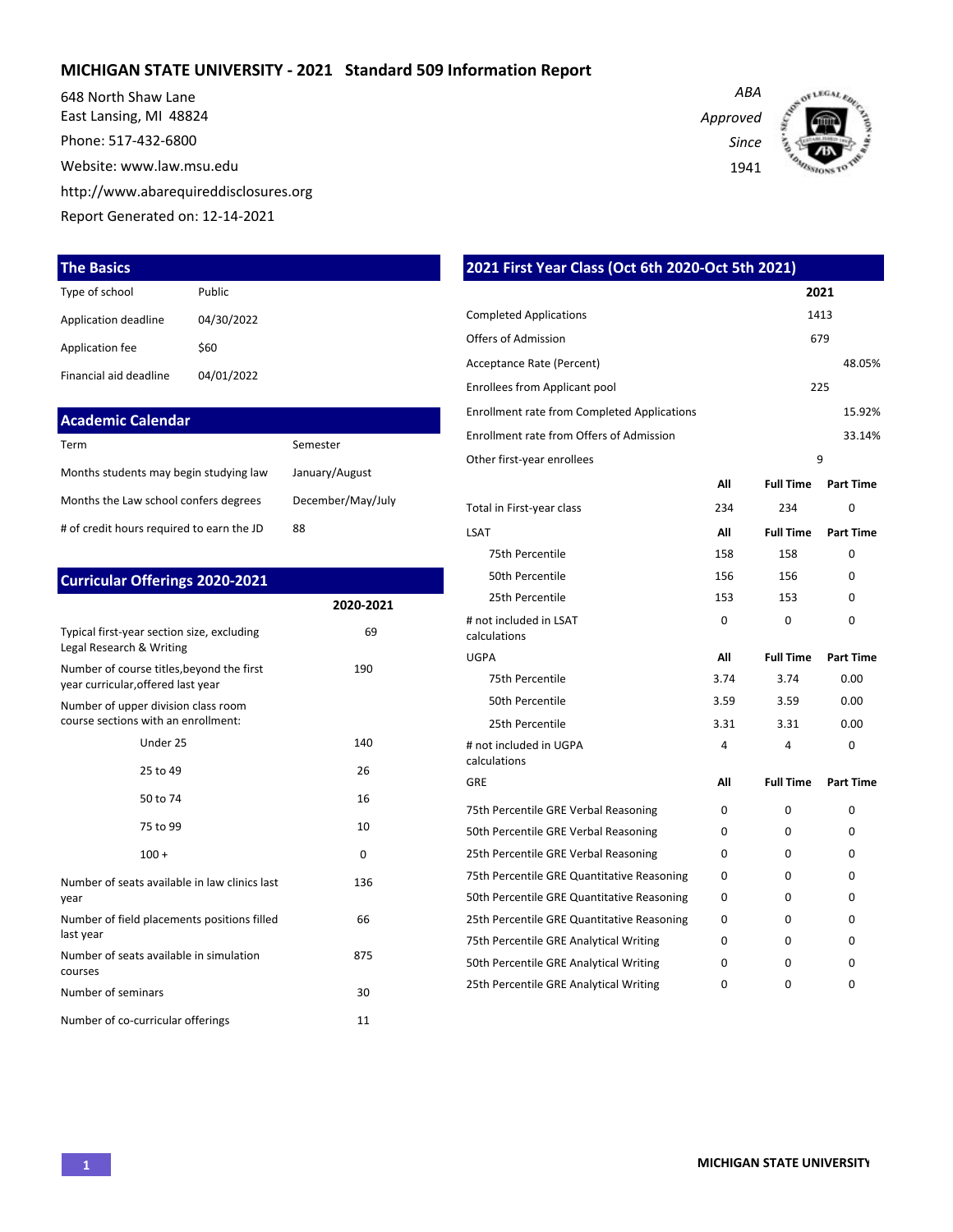# MICHIGAN STATE UNIVERSITY - 2021 Standard 509 Information Report

648 North Shaw Lane
East Lansing, MI 48824
Phone: 517-432-6800
Website: www.law.msu.edu
http://www.abarequireddisclosures.org
Report Generated on: 12-14-2021

*ABA Approved Since 1941*

## The Basics

| | |
|---|---|
| Type of school | Public |
| Application deadline | 04/30/2022 |
| Application fee | $60 |
| Financial aid deadline | 04/01/2022 |

## Academic Calendar

| | |
|---|---|
| Term | Semester |
| Months students may begin studying law | January/August |
| Months the Law school confers degrees | December/May/July |
| # of credit hours required to earn the JD | 88 |

## Curricular Offerings 2020-2021

| | 2020-2021 |
|---|---|
| Typical first-year section size, excluding Legal Research & Writing | 69 |
| Number of course titles,beyond the first year curricular,offered last year | 190 |
| Number of upper division class room course sections with an enrollment: | |
| Under 25 | 140 |
| 25 to 49 | 26 |
| 50 to 74 | 16 |
| 75 to 99 | 10 |
| 100 + | 0 |
| Number of seats available in law clinics last year | 136 |
| Number of field placements positions filled last year | 66 |
| Number of seats available in simulation courses | 875 |
| Number of seminars | 30 |
| Number of co-curricular offerings | 11 |

## 2021 First Year Class (Oct 6th 2020-Oct 5th 2021)

| | 2021 |
|---|---|
| Completed Applications | 1413 |
| Offers of Admission | 679 |
| Acceptance Rate (Percent) | 48.05% |
| Enrollees from Applicant pool | 225 |
| Enrollment rate from Completed Applications | 15.92% |
| Enrollment rate from Offers of Admission | 33.14% |
| Other first-year enrollees | 9 |

| | All | Full Time | Part Time |
|---|---|---|---|
| Total in First-year class | 234 | 234 | 0 |
| **LSAT** | **All** | **Full Time** | **Part Time** |
| 75th Percentile | 158 | 158 | 0 |
| 50th Percentile | 156 | 156 | 0 |
| 25th Percentile | 153 | 153 | 0 |
| # not included in LSAT calculations | 0 | 0 | 0 |
| **UGPA** | **All** | **Full Time** | **Part Time** |
| 75th Percentile | 3.74 | 3.74 | 0.00 |
| 50th Percentile | 3.59 | 3.59 | 0.00 |
| 25th Percentile | 3.31 | 3.31 | 0.00 |
| # not included in UGPA calculations | 4 | 4 | 0 |
| **GRE** | **All** | **Full Time** | **Part Time** |
| 75th Percentile GRE Verbal Reasoning | 0 | 0 | 0 |
| 50th Percentile GRE Verbal Reasoning | 0 | 0 | 0 |
| 25th Percentile GRE Verbal Reasoning | 0 | 0 | 0 |
| 75th Percentile GRE Quantitative Reasoning | 0 | 0 | 0 |
| 50th Percentile GRE Quantitative Reasoning | 0 | 0 | 0 |
| 25th Percentile GRE Quantitative Reasoning | 0 | 0 | 0 |
| 75th Percentile GRE Analytical Writing | 0 | 0 | 0 |
| 50th Percentile GRE Analytical Writing | 0 | 0 | 0 |
| 25th Percentile GRE Analytical Writing | 0 | 0 | 0 |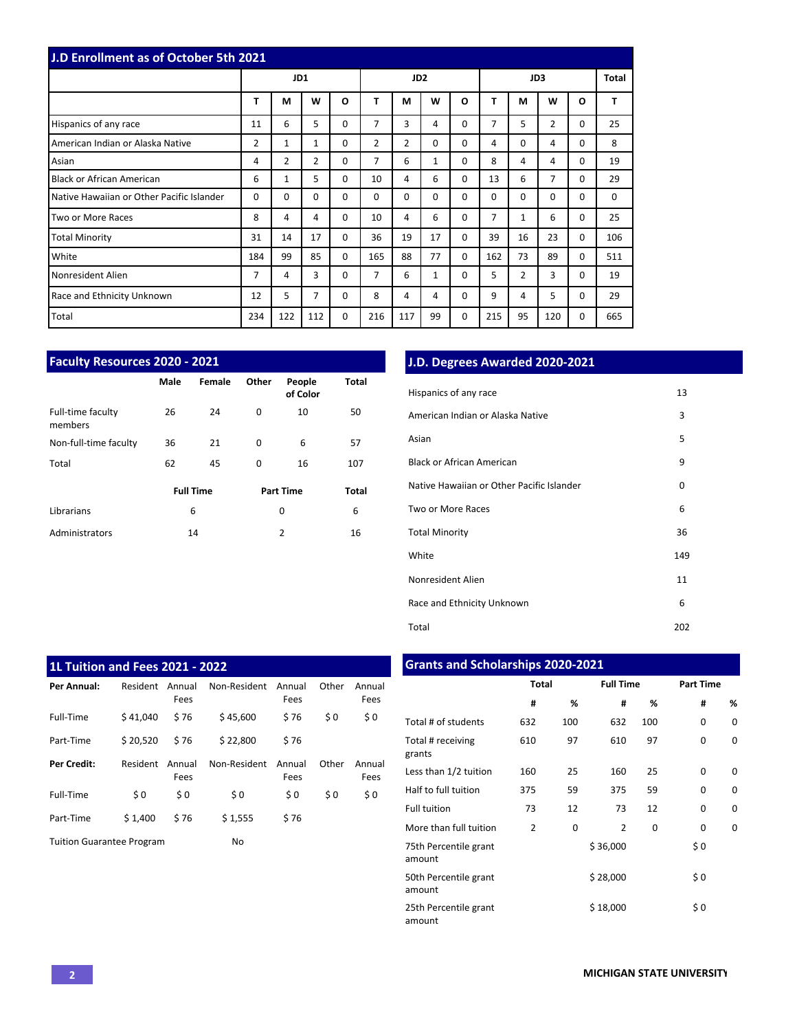## J.D Enrollment as of October 5th 2021

| | JD1 | | | | JD2 | | | | JD3 | | | | Total |
|---|---|---|---|---|---|---|---|---|---|---|---|---|---|
| | T | M | W | O | T | M | W | O | T | M | W | O | T |
| Hispanics of any race | 11 | 6 | 5 | 0 | 7 | 3 | 4 | 0 | 7 | 5 | 2 | 0 | 25 |
| American Indian or Alaska Native | 2 | 1 | 1 | 0 | 2 | 2 | 0 | 0 | 4 | 0 | 4 | 0 | 8 |
| Asian | 4 | 2 | 2 | 0 | 7 | 6 | 1 | 0 | 8 | 4 | 4 | 0 | 19 |
| Black or African American | 6 | 1 | 5 | 0 | 10 | 4 | 6 | 0 | 13 | 6 | 7 | 0 | 29 |
| Native Hawaiian or Other Pacific Islander | 0 | 0 | 0 | 0 | 0 | 0 | 0 | 0 | 0 | 0 | 0 | 0 | 0 |
| Two or More Races | 8 | 4 | 4 | 0 | 10 | 4 | 6 | 0 | 7 | 1 | 6 | 0 | 25 |
| Total Minority | 31 | 14 | 17 | 0 | 36 | 19 | 17 | 0 | 39 | 16 | 23 | 0 | 106 |
| White | 184 | 99 | 85 | 0 | 165 | 88 | 77 | 0 | 162 | 73 | 89 | 0 | 511 |
| Nonresident Alien | 7 | 4 | 3 | 0 | 7 | 6 | 1 | 0 | 5 | 2 | 3 | 0 | 19 |
| Race and Ethnicity Unknown | 12 | 5 | 7 | 0 | 8 | 4 | 4 | 0 | 9 | 4 | 5 | 0 | 29 |
| Total | 234 | 122 | 112 | 0 | 216 | 117 | 99 | 0 | 215 | 95 | 120 | 0 | 665 |

## Faculty Resources 2020 - 2021

| | Male | Female | Other | People of Color | Total |
|---|---|---|---|---|---|
| Full-time faculty members | 26 | 24 | 0 | 10 | 50 |
| Non-full-time faculty | 36 | 21 | 0 | 6 | 57 |
| Total | 62 | 45 | 0 | 16 | 107 |

| | Full Time | Part Time | Total |
|---|---|---|---|
| Librarians | 6 | 0 | 6 |
| Administrators | 14 | 2 | 16 |

## J.D. Degrees Awarded 2020-2021

| | |
|---|---|
| Hispanics of any race | 13 |
| American Indian or Alaska Native | 3 |
| Asian | 5 |
| Black or African American | 9 |
| Native Hawaiian or Other Pacific Islander | 0 |
| Two or More Races | 6 |
| Total Minority | 36 |
| White | 149 |
| Nonresident Alien | 11 |
| Race and Ethnicity Unknown | 6 |
| Total | 202 |

## 1L Tuition and Fees 2021 - 2022

| **Per Annual:** | Resident | Annual Fees | Non-Resident | Annual Fees | Other | Annual Fees |
|---|---|---|---|---|---|---|
| Full-Time | $ 41,040 | $ 76 | $ 45,600 | $ 76 | $ 0 | $ 0 |
| Part-Time | $ 20,520 | $ 76 | $ 22,800 | $ 76 | | |
| **Per Credit:** | Resident | Annual Fees | Non-Resident | Annual Fees | Other | Annual Fees |
| Full-Time | $ 0 | $ 0 | $ 0 | $ 0 | $ 0 | $ 0 |
| Part-Time | $ 1,400 | $ 76 | $ 1,555 | $ 76 | | |

Tuition Guarantee Program: No

## Grants and Scholarships 2020-2021

| | Total | | Full Time | | Part Time | |
|---|---|---|---|---|---|---|
| | # | % | # | % | # | % |
| Total # of students | 632 | 100 | 632 | 100 | 0 | 0 |
| Total # receiving grants | 610 | 97 | 610 | 97 | 0 | 0 |
| Less than 1/2 tuition | 160 | 25 | 160 | 25 | 0 | 0 |
| Half to full tuition | 375 | 59 | 375 | 59 | 0 | 0 |
| Full tuition | 73 | 12 | 73 | 12 | 0 | 0 |
| More than full tuition | 2 | 0 | 2 | 0 | 0 | 0 |
| 75th Percentile grant amount | | | $ 36,000 | | $ 0 | |
| 50th Percentile grant amount | | | $ 28,000 | | $ 0 | |
| 25th Percentile grant amount | | | $ 18,000 | | $ 0 | |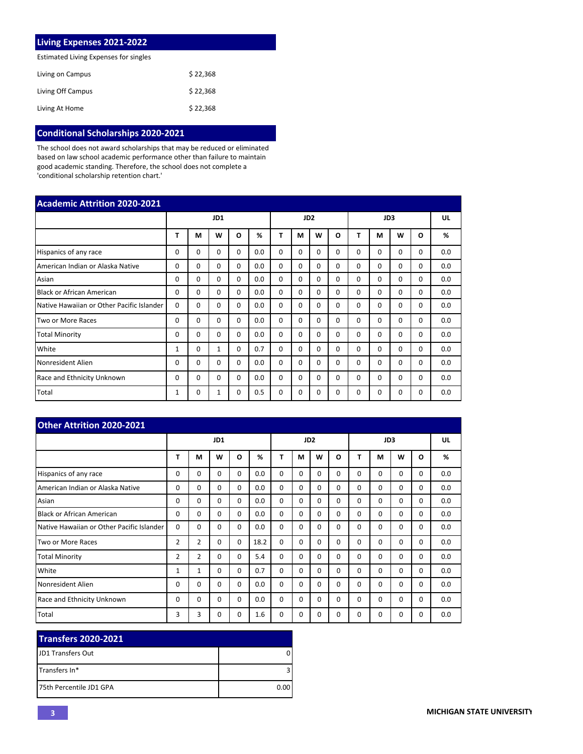## Living Expenses 2021-2022

| Estimated Living Expenses for singles | |
|---|---|
| Living on Campus | $ 22,368 |
| Living Off Campus | $ 22,368 |
| Living At Home | $ 22,368 |

## Conditional Scholarships 2020-2021

The school does not award scholarships that may be reduced or eliminated based on law school academic performance other than failure to maintain good academic standing. Therefore, the school does not complete a 'conditional scholarship retention chart.'

## Academic Attrition 2020-2021

| | JD1 | | | | | JD2 | | | | JD3 | | | | UL |
|---|---|---|---|---|---|---|---|---|---|---|---|---|---|---|
| | T | M | W | O | % | T | M | W | O | T | M | W | O | % |
| Hispanics of any race | 0 | 0 | 0 | 0 | 0.0 | 0 | 0 | 0 | 0 | 0 | 0 | 0 | 0 | 0.0 |
| American Indian or Alaska Native | 0 | 0 | 0 | 0 | 0.0 | 0 | 0 | 0 | 0 | 0 | 0 | 0 | 0 | 0.0 |
| Asian | 0 | 0 | 0 | 0 | 0.0 | 0 | 0 | 0 | 0 | 0 | 0 | 0 | 0 | 0.0 |
| Black or African American | 0 | 0 | 0 | 0 | 0.0 | 0 | 0 | 0 | 0 | 0 | 0 | 0 | 0 | 0.0 |
| Native Hawaiian or Other Pacific Islander | 0 | 0 | 0 | 0 | 0.0 | 0 | 0 | 0 | 0 | 0 | 0 | 0 | 0 | 0.0 |
| Two or More Races | 0 | 0 | 0 | 0 | 0.0 | 0 | 0 | 0 | 0 | 0 | 0 | 0 | 0 | 0.0 |
| Total Minority | 0 | 0 | 0 | 0 | 0.0 | 0 | 0 | 0 | 0 | 0 | 0 | 0 | 0 | 0.0 |
| White | 1 | 0 | 1 | 0 | 0.7 | 0 | 0 | 0 | 0 | 0 | 0 | 0 | 0 | 0.0 |
| Nonresident Alien | 0 | 0 | 0 | 0 | 0.0 | 0 | 0 | 0 | 0 | 0 | 0 | 0 | 0 | 0.0 |
| Race and Ethnicity Unknown | 0 | 0 | 0 | 0 | 0.0 | 0 | 0 | 0 | 0 | 0 | 0 | 0 | 0 | 0.0 |
| Total | 1 | 0 | 1 | 0 | 0.5 | 0 | 0 | 0 | 0 | 0 | 0 | 0 | 0 | 0.0 |

## Other Attrition 2020-2021

| | JD1 | | | | | JD2 | | | | JD3 | | | | UL |
|---|---|---|---|---|---|---|---|---|---|---|---|---|---|---|
| | T | M | W | O | % | T | M | W | O | T | M | W | O | % |
| Hispanics of any race | 0 | 0 | 0 | 0 | 0.0 | 0 | 0 | 0 | 0 | 0 | 0 | 0 | 0 | 0.0 |
| American Indian or Alaska Native | 0 | 0 | 0 | 0 | 0.0 | 0 | 0 | 0 | 0 | 0 | 0 | 0 | 0 | 0.0 |
| Asian | 0 | 0 | 0 | 0 | 0.0 | 0 | 0 | 0 | 0 | 0 | 0 | 0 | 0 | 0.0 |
| Black or African American | 0 | 0 | 0 | 0 | 0.0 | 0 | 0 | 0 | 0 | 0 | 0 | 0 | 0 | 0.0 |
| Native Hawaiian or Other Pacific Islander | 0 | 0 | 0 | 0 | 0.0 | 0 | 0 | 0 | 0 | 0 | 0 | 0 | 0 | 0.0 |
| Two or More Races | 2 | 2 | 0 | 0 | 18.2 | 0 | 0 | 0 | 0 | 0 | 0 | 0 | 0 | 0.0 |
| Total Minority | 2 | 2 | 0 | 0 | 5.4 | 0 | 0 | 0 | 0 | 0 | 0 | 0 | 0 | 0.0 |
| White | 1 | 1 | 0 | 0 | 0.7 | 0 | 0 | 0 | 0 | 0 | 0 | 0 | 0 | 0.0 |
| Nonresident Alien | 0 | 0 | 0 | 0 | 0.0 | 0 | 0 | 0 | 0 | 0 | 0 | 0 | 0 | 0.0 |
| Race and Ethnicity Unknown | 0 | 0 | 0 | 0 | 0.0 | 0 | 0 | 0 | 0 | 0 | 0 | 0 | 0 | 0.0 |
| Total | 3 | 3 | 0 | 0 | 1.6 | 0 | 0 | 0 | 0 | 0 | 0 | 0 | 0 | 0.0 |

## Transfers 2020-2021

| | |
|---|---|
| JD1 Transfers Out | 0 |
| Transfers In* | 3 |
| 75th Percentile JD1 GPA | 0.00 |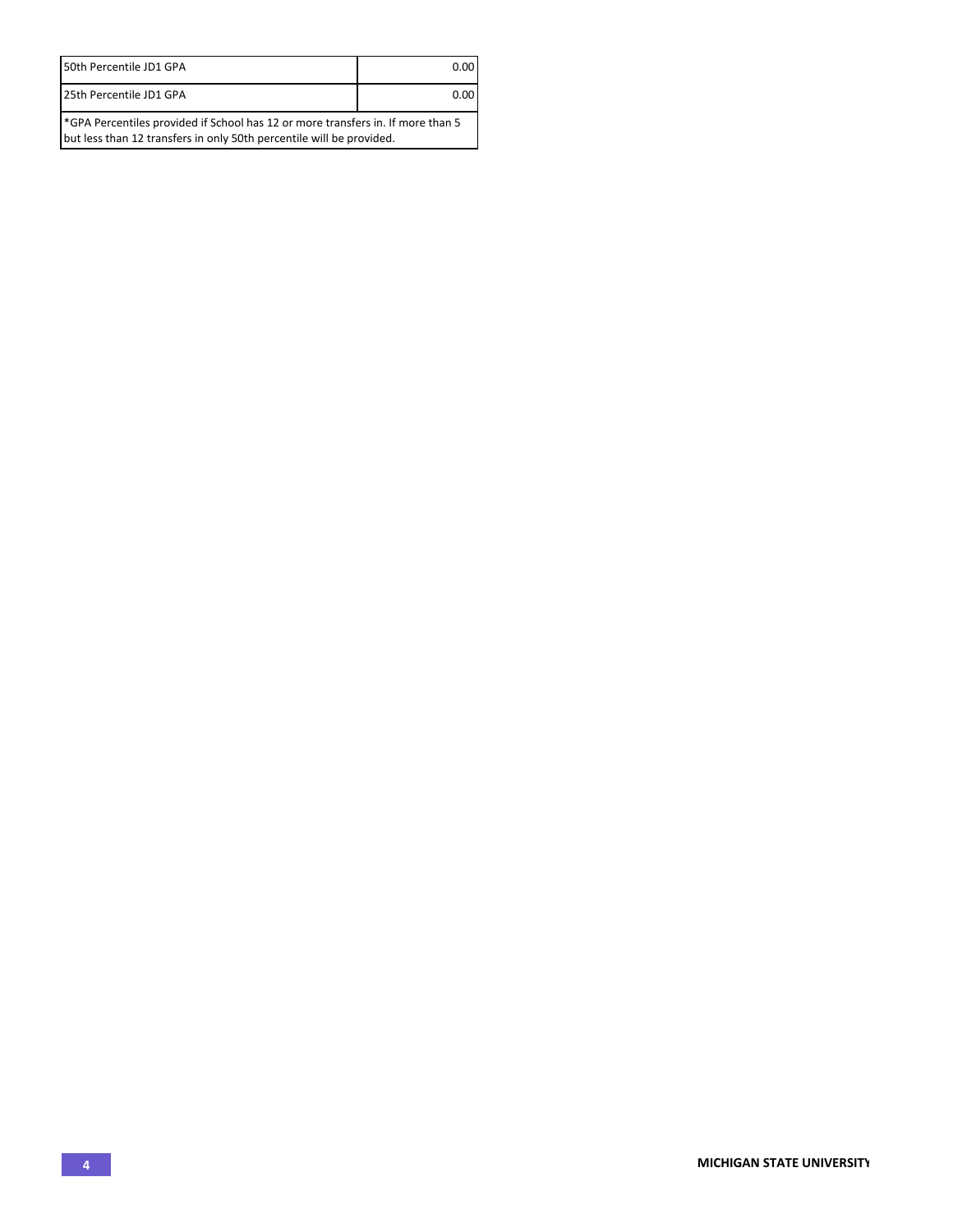| | |
|---|---|
| 50th Percentile JD1 GPA | 0.00 |
| 25th Percentile JD1 GPA | 0.00 |
| *GPA Percentiles provided if School has 12 or more transfers in. If more than 5 but less than 12 transfers in only 50th percentile will be provided. | |